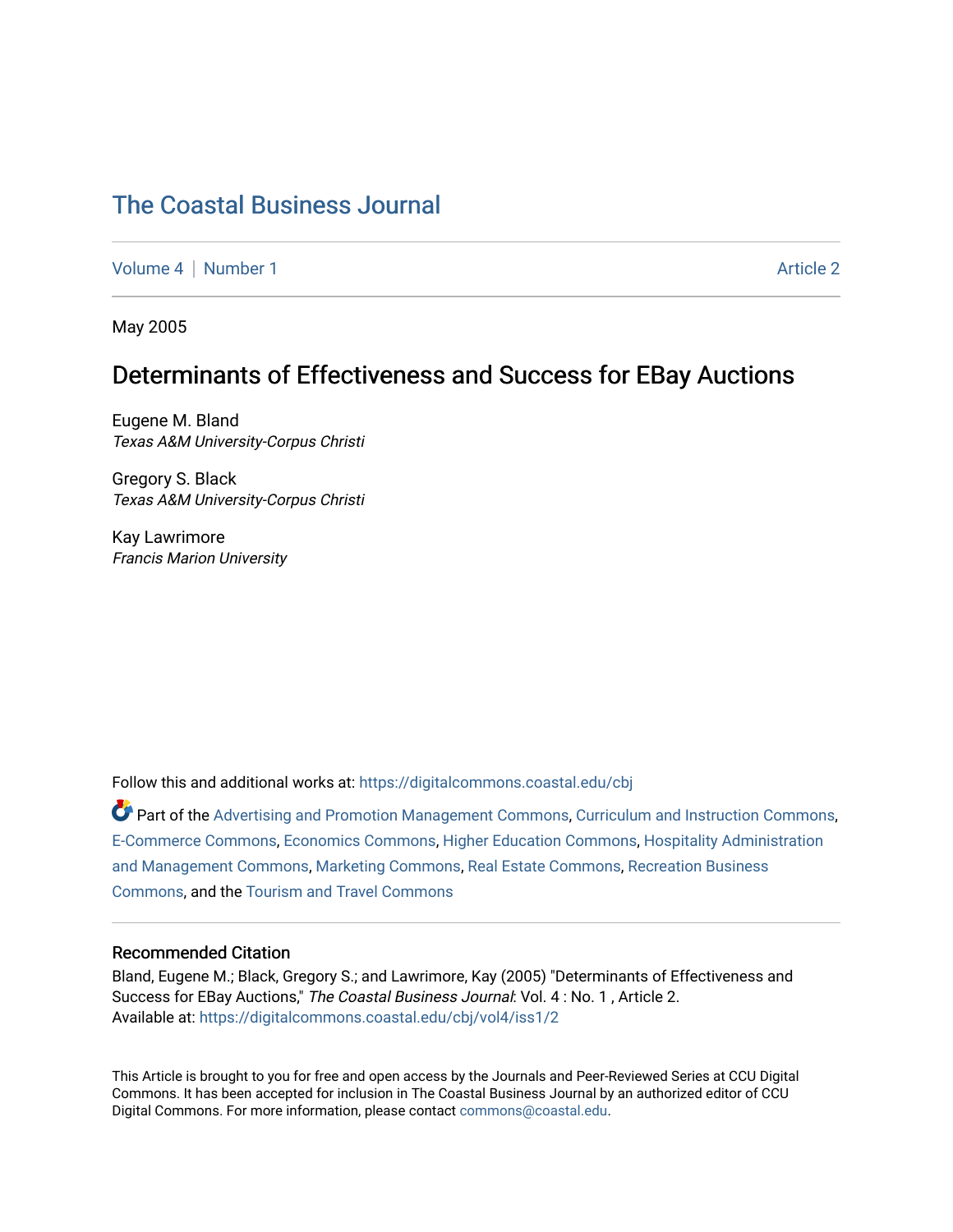# The Coastal Business Journal

Volume 4 | Number 1 Article 2

May 2005

## Determinants of Effectiveness and Success for EBay Auctions

Eugene M. Bland
*Texas A&M University-Corpus Christi*

Gregory S. Black
*Texas A&M University-Corpus Christi*

Kay Lawrimore
*Francis Marion University*

Follow this and additional works at: https://digitalcommons.coastal.edu/cbj

Part of the Advertising and Promotion Management Commons, Curriculum and Instruction Commons, E-Commerce Commons, Economics Commons, Higher Education Commons, Hospitality Administration and Management Commons, Marketing Commons, Real Estate Commons, Recreation Business Commons, and the Tourism and Travel Commons

### Recommended Citation

Bland, Eugene M.; Black, Gregory S.; and Lawrimore, Kay (2005) "Determinants of Effectiveness and Success for EBay Auctions," *The Coastal Business Journal*: Vol. 4 : No. 1 , Article 2.
Available at: https://digitalcommons.coastal.edu/cbj/vol4/iss1/2

This Article is brought to you for free and open access by the Journals and Peer-Reviewed Series at CCU Digital Commons. It has been accepted for inclusion in The Coastal Business Journal by an authorized editor of CCU Digital Commons. For more information, please contact commons@coastal.edu.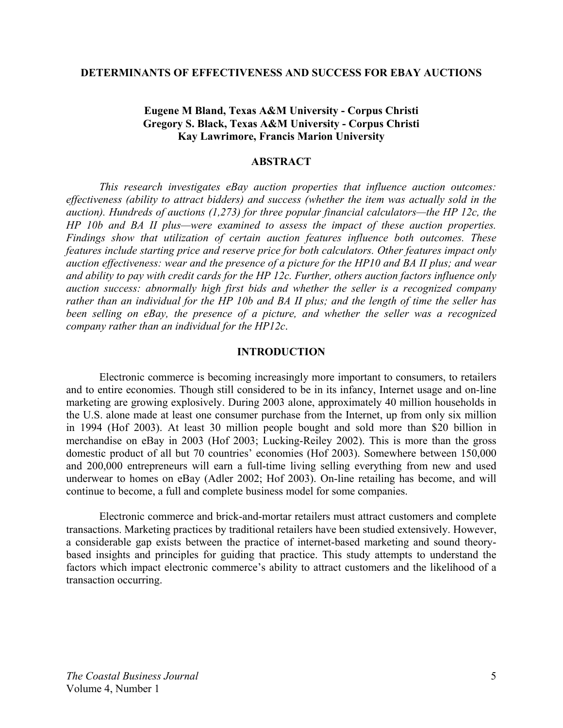# DETERMINANTS OF EFFECTIVENESS AND SUCCESS FOR EBAY AUCTIONS

**Eugene M Bland, Texas A&M University - Corpus Christi**
**Gregory S. Black, Texas A&M University - Corpus Christi**
**Kay Lawrimore, Francis Marion University**

## ABSTRACT

*This research investigates eBay auction properties that influence auction outcomes: effectiveness (ability to attract bidders) and success (whether the item was actually sold in the auction). Hundreds of auctions (1,273) for three popular financial calculators—the HP 12c, the HP 10b and BA II plus—were examined to assess the impact of these auction properties. Findings show that utilization of certain auction features influence both outcomes. These features include starting price and reserve price for both calculators. Other features impact only auction effectiveness: wear and the presence of a picture for the HP10 and BA II plus; and wear and ability to pay with credit cards for the HP 12c. Further, others auction factors influence only auction success: abnormally high first bids and whether the seller is a recognized company rather than an individual for the HP 10b and BA II plus; and the length of time the seller has been selling on eBay, the presence of a picture, and whether the seller was a recognized company rather than an individual for the HP12c.*

## INTRODUCTION

Electronic commerce is becoming increasingly more important to consumers, to retailers and to entire economies. Though still considered to be in its infancy, Internet usage and on-line marketing are growing explosively. During 2003 alone, approximately 40 million households in the U.S. alone made at least one consumer purchase from the Internet, up from only six million in 1994 (Hof 2003). At least 30 million people bought and sold more than $20 billion in merchandise on eBay in 2003 (Hof 2003; Lucking-Reiley 2002). This is more than the gross domestic product of all but 70 countries' economies (Hof 2003). Somewhere between 150,000 and 200,000 entrepreneurs will earn a full-time living selling everything from new and used underwear to homes on eBay (Adler 2002; Hof 2003). On-line retailing has become, and will continue to become, a full and complete business model for some companies.

Electronic commerce and brick-and-mortar retailers must attract customers and complete transactions. Marketing practices by traditional retailers have been studied extensively. However, a considerable gap exists between the practice of internet-based marketing and sound theory-based insights and principles for guiding that practice. This study attempts to understand the factors which impact electronic commerce's ability to attract customers and the likelihood of a transaction occurring.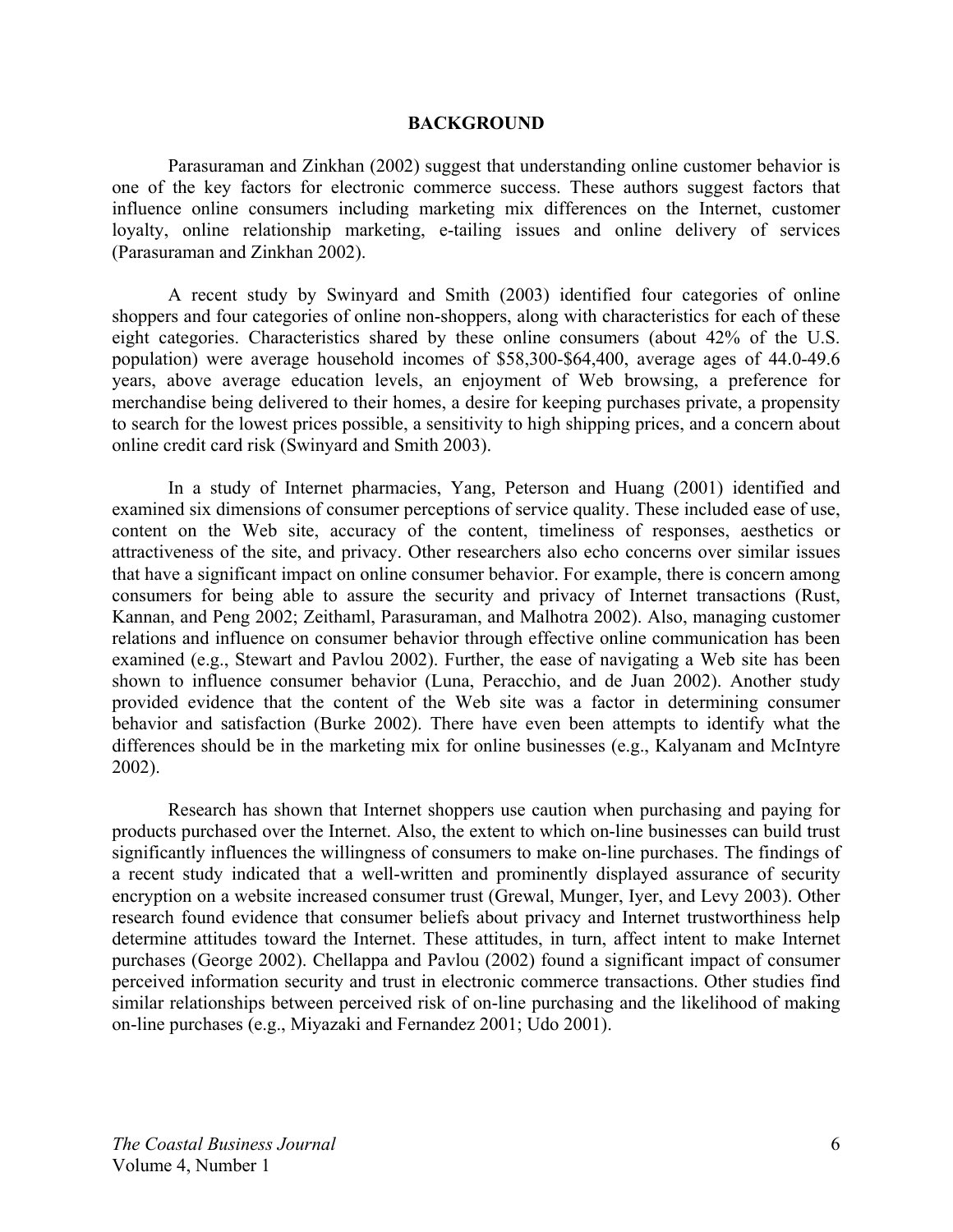## BACKGROUND

Parasuraman and Zinkhan (2002) suggest that understanding online customer behavior is one of the key factors for electronic commerce success. These authors suggest factors that influence online consumers including marketing mix differences on the Internet, customer loyalty, online relationship marketing, e-tailing issues and online delivery of services (Parasuraman and Zinkhan 2002).

A recent study by Swinyard and Smith (2003) identified four categories of online shoppers and four categories of online non-shoppers, along with characteristics for each of these eight categories. Characteristics shared by these online consumers (about 42% of the U.S. population) were average household incomes of $58,300-$64,400, average ages of 44.0-49.6 years, above average education levels, an enjoyment of Web browsing, a preference for merchandise being delivered to their homes, a desire for keeping purchases private, a propensity to search for the lowest prices possible, a sensitivity to high shipping prices, and a concern about online credit card risk (Swinyard and Smith 2003).

In a study of Internet pharmacies, Yang, Peterson and Huang (2001) identified and examined six dimensions of consumer perceptions of service quality. These included ease of use, content on the Web site, accuracy of the content, timeliness of responses, aesthetics or attractiveness of the site, and privacy. Other researchers also echo concerns over similar issues that have a significant impact on online consumer behavior. For example, there is concern among consumers for being able to assure the security and privacy of Internet transactions (Rust, Kannan, and Peng 2002; Zeithaml, Parasuraman, and Malhotra 2002). Also, managing customer relations and influence on consumer behavior through effective online communication has been examined (e.g., Stewart and Pavlou 2002). Further, the ease of navigating a Web site has been shown to influence consumer behavior (Luna, Peracchio, and de Juan 2002). Another study provided evidence that the content of the Web site was a factor in determining consumer behavior and satisfaction (Burke 2002). There have even been attempts to identify what the differences should be in the marketing mix for online businesses (e.g., Kalyanam and McIntyre 2002).

Research has shown that Internet shoppers use caution when purchasing and paying for products purchased over the Internet. Also, the extent to which on-line businesses can build trust significantly influences the willingness of consumers to make on-line purchases. The findings of a recent study indicated that a well-written and prominently displayed assurance of security encryption on a website increased consumer trust (Grewal, Munger, Iyer, and Levy 2003). Other research found evidence that consumer beliefs about privacy and Internet trustworthiness help determine attitudes toward the Internet. These attitudes, in turn, affect intent to make Internet purchases (George 2002). Chellappa and Pavlou (2002) found a significant impact of consumer perceived information security and trust in electronic commerce transactions. Other studies find similar relationships between perceived risk of on-line purchasing and the likelihood of making on-line purchases (e.g., Miyazaki and Fernandez 2001; Udo 2001).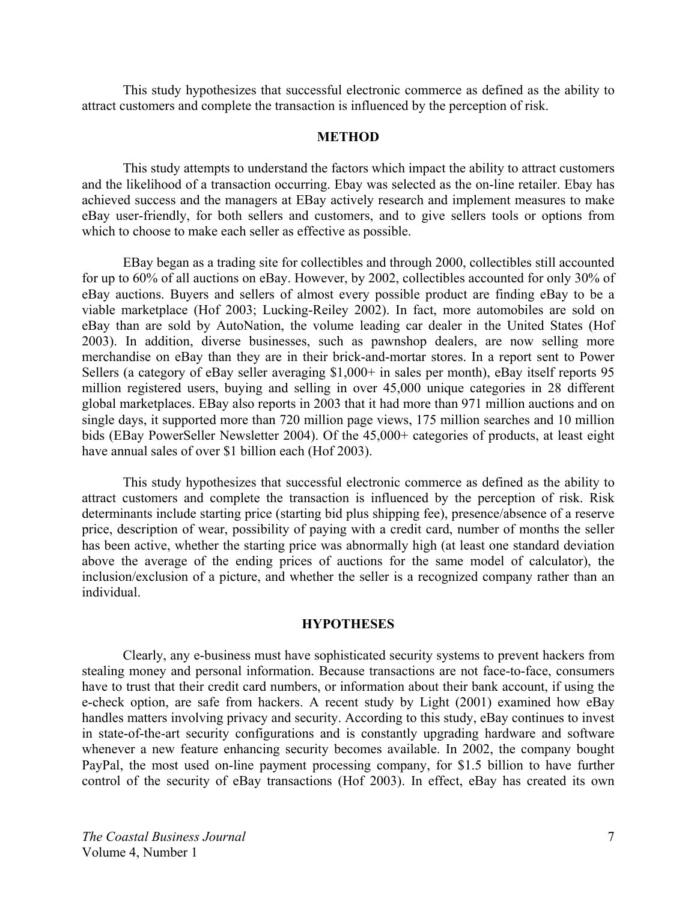This study hypothesizes that successful electronic commerce as defined as the ability to attract customers and complete the transaction is influenced by the perception of risk.

## METHOD

This study attempts to understand the factors which impact the ability to attract customers and the likelihood of a transaction occurring. Ebay was selected as the on-line retailer. Ebay has achieved success and the managers at EBay actively research and implement measures to make eBay user-friendly, for both sellers and customers, and to give sellers tools or options from which to choose to make each seller as effective as possible.

EBay began as a trading site for collectibles and through 2000, collectibles still accounted for up to 60% of all auctions on eBay. However, by 2002, collectibles accounted for only 30% of eBay auctions. Buyers and sellers of almost every possible product are finding eBay to be a viable marketplace (Hof 2003; Lucking-Reiley 2002). In fact, more automobiles are sold on eBay than are sold by AutoNation, the volume leading car dealer in the United States (Hof 2003). In addition, diverse businesses, such as pawnshop dealers, are now selling more merchandise on eBay than they are in their brick-and-mortar stores. In a report sent to Power Sellers (a category of eBay seller averaging $1,000+ in sales per month), eBay itself reports 95 million registered users, buying and selling in over 45,000 unique categories in 28 different global marketplaces. EBay also reports in 2003 that it had more than 971 million auctions and on single days, it supported more than 720 million page views, 175 million searches and 10 million bids (EBay PowerSeller Newsletter 2004). Of the 45,000+ categories of products, at least eight have annual sales of over $1 billion each (Hof 2003).

This study hypothesizes that successful electronic commerce as defined as the ability to attract customers and complete the transaction is influenced by the perception of risk. Risk determinants include starting price (starting bid plus shipping fee), presence/absence of a reserve price, description of wear, possibility of paying with a credit card, number of months the seller has been active, whether the starting price was abnormally high (at least one standard deviation above the average of the ending prices of auctions for the same model of calculator), the inclusion/exclusion of a picture, and whether the seller is a recognized company rather than an individual.

## HYPOTHESES

Clearly, any e-business must have sophisticated security systems to prevent hackers from stealing money and personal information. Because transactions are not face-to-face, consumers have to trust that their credit card numbers, or information about their bank account, if using the e-check option, are safe from hackers. A recent study by Light (2001) examined how eBay handles matters involving privacy and security. According to this study, eBay continues to invest in state-of-the-art security configurations and is constantly upgrading hardware and software whenever a new feature enhancing security becomes available. In 2002, the company bought PayPal, the most used on-line payment processing company, for $1.5 billion to have further control of the security of eBay transactions (Hof 2003). In effect, eBay has created its own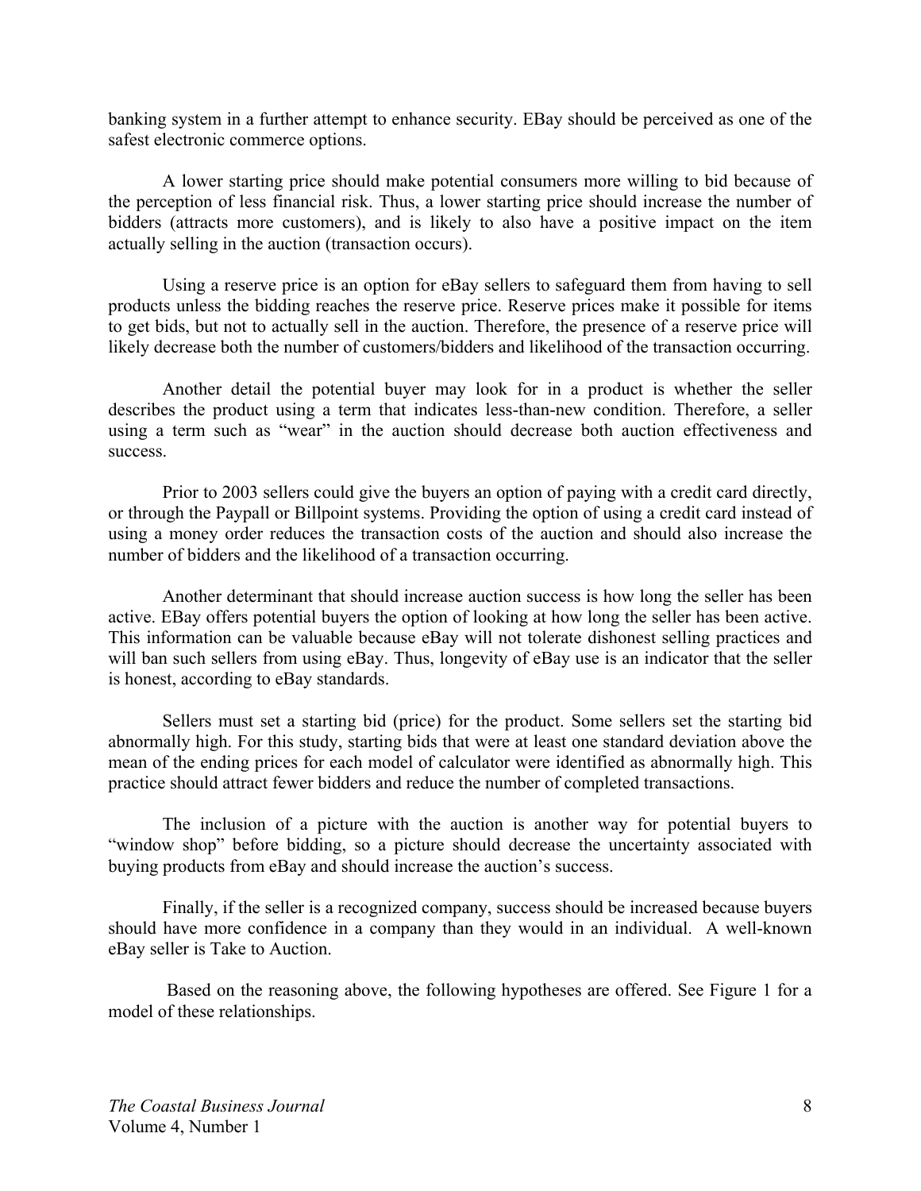banking system in a further attempt to enhance security. EBay should be perceived as one of the safest electronic commerce options.

A lower starting price should make potential consumers more willing to bid because of the perception of less financial risk. Thus, a lower starting price should increase the number of bidders (attracts more customers), and is likely to also have a positive impact on the item actually selling in the auction (transaction occurs).

Using a reserve price is an option for eBay sellers to safeguard them from having to sell products unless the bidding reaches the reserve price. Reserve prices make it possible for items to get bids, but not to actually sell in the auction. Therefore, the presence of a reserve price will likely decrease both the number of customers/bidders and likelihood of the transaction occurring.

Another detail the potential buyer may look for in a product is whether the seller describes the product using a term that indicates less-than-new condition. Therefore, a seller using a term such as "wear" in the auction should decrease both auction effectiveness and success.

Prior to 2003 sellers could give the buyers an option of paying with a credit card directly, or through the Paypall or Billpoint systems. Providing the option of using a credit card instead of using a money order reduces the transaction costs of the auction and should also increase the number of bidders and the likelihood of a transaction occurring.

Another determinant that should increase auction success is how long the seller has been active. EBay offers potential buyers the option of looking at how long the seller has been active. This information can be valuable because eBay will not tolerate dishonest selling practices and will ban such sellers from using eBay. Thus, longevity of eBay use is an indicator that the seller is honest, according to eBay standards.

Sellers must set a starting bid (price) for the product. Some sellers set the starting bid abnormally high. For this study, starting bids that were at least one standard deviation above the mean of the ending prices for each model of calculator were identified as abnormally high. This practice should attract fewer bidders and reduce the number of completed transactions.

The inclusion of a picture with the auction is another way for potential buyers to "window shop" before bidding, so a picture should decrease the uncertainty associated with buying products from eBay and should increase the auction's success.

Finally, if the seller is a recognized company, success should be increased because buyers should have more confidence in a company than they would in an individual. A well-known eBay seller is Take to Auction.

Based on the reasoning above, the following hypotheses are offered. See Figure 1 for a model of these relationships.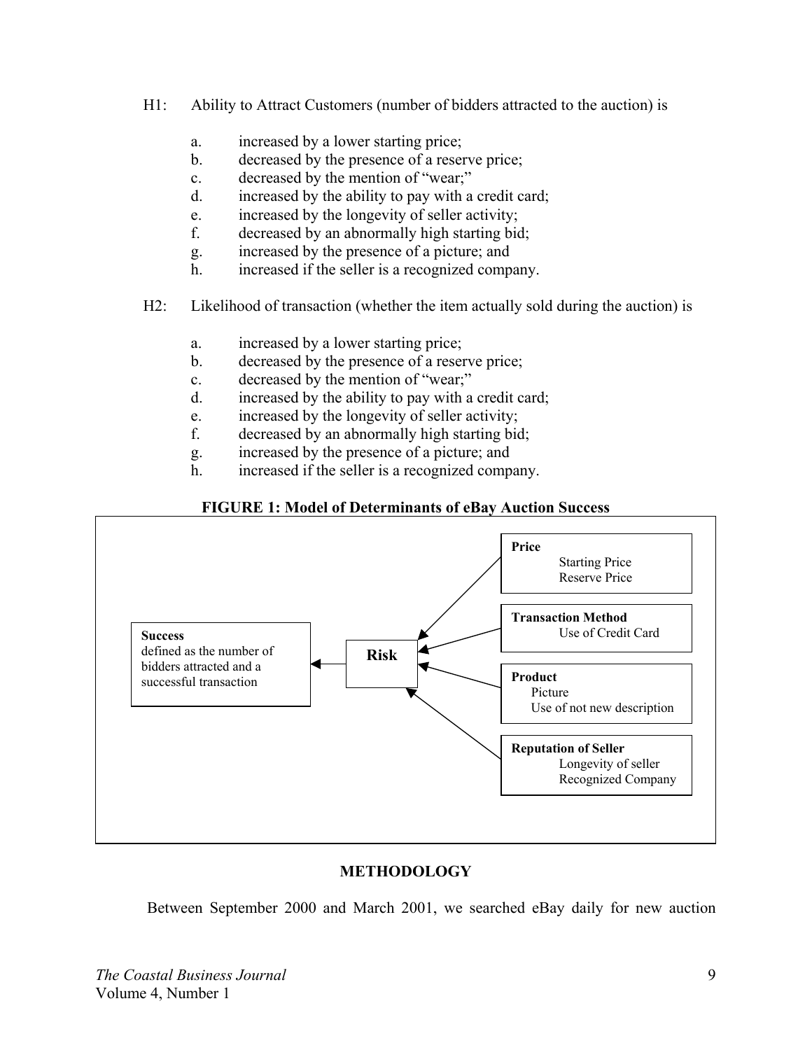H1: Ability to Attract Customers (number of bidders attracted to the auction) is

a. increased by a lower starting price;
b. decreased by the presence of a reserve price;
c. decreased by the mention of "wear;"
d. increased by the ability to pay with a credit card;
e. increased by the longevity of seller activity;
f. decreased by an abnormally high starting bid;
g. increased by the presence of a picture; and
h. increased if the seller is a recognized company.

H2: Likelihood of transaction (whether the item actually sold during the auction) is

a. increased by a lower starting price;
b. decreased by the presence of a reserve price;
c. decreased by the mention of "wear;"
d. increased by the ability to pay with a credit card;
e. increased by the longevity of seller activity;
f. decreased by an abnormally high starting bid;
g. increased by the presence of a picture; and
h. increased if the seller is a recognized company.

**FIGURE 1: Model of Determinants of eBay Auction Success**

**Price**
Starting Price
Reserve Price

**Transaction Method**
Use of Credit Card

**Product**
Picture
Use of not new description

**Reputation of Seller**
Longevity of seller
Recognized Company

**Risk**

**Success**
defined as the number of bidders attracted and a successful transaction

## METHODOLOGY

Between September 2000 and March 2001, we searched eBay daily for new auction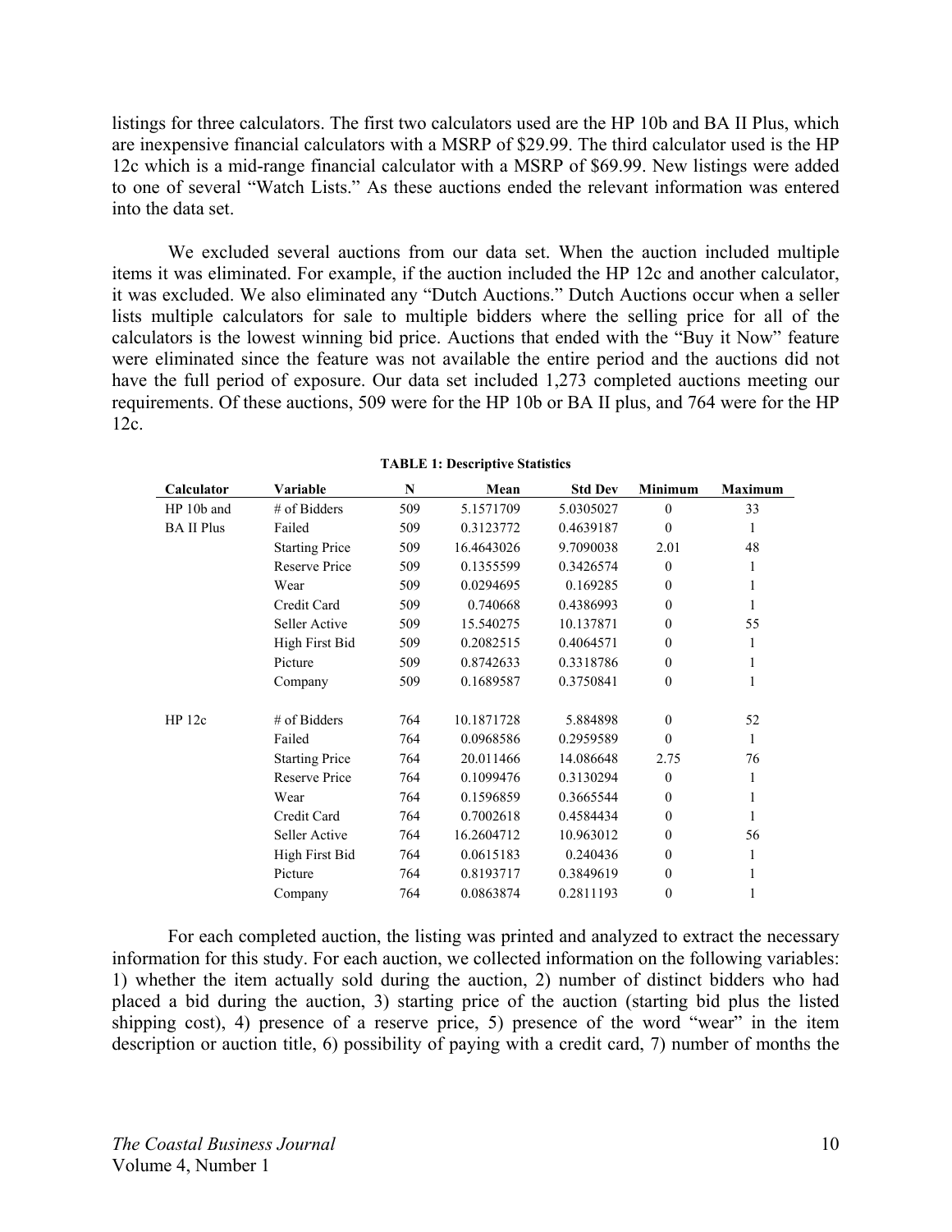listings for three calculators. The first two calculators used are the HP 10b and BA II Plus, which are inexpensive financial calculators with a MSRP of $29.99. The third calculator used is the HP 12c which is a mid-range financial calculator with a MSRP of $69.99. New listings were added to one of several "Watch Lists." As these auctions ended the relevant information was entered into the data set.

We excluded several auctions from our data set. When the auction included multiple items it was eliminated. For example, if the auction included the HP 12c and another calculator, it was excluded. We also eliminated any "Dutch Auctions." Dutch Auctions occur when a seller lists multiple calculators for sale to multiple bidders where the selling price for all of the calculators is the lowest winning bid price. Auctions that ended with the "Buy it Now" feature were eliminated since the feature was not available the entire period and the auctions did not have the full period of exposure. Our data set included 1,273 completed auctions meeting our requirements. Of these auctions, 509 were for the HP 10b or BA II plus, and 764 were for the HP 12c.

**TABLE 1: Descriptive Statistics**

| Calculator | Variable | N | Mean | Std Dev | Minimum | Maximum |
|---|---|---|---|---|---|---|
| HP 10b and BA II Plus | # of Bidders | 509 | 5.1571709 | 5.0305027 | 0 | 33 |
| | Failed | 509 | 0.3123772 | 0.4639187 | 0 | 1 |
| | Starting Price | 509 | 16.4643026 | 9.7090038 | 2.01 | 48 |
| | Reserve Price | 509 | 0.1355599 | 0.3426574 | 0 | 1 |
| | Wear | 509 | 0.0294695 | 0.169285 | 0 | 1 |
| | Credit Card | 509 | 0.740668 | 0.4386993 | 0 | 1 |
| | Seller Active | 509 | 15.540275 | 10.137871 | 0 | 55 |
| | High First Bid | 509 | 0.2082515 | 0.4064571 | 0 | 1 |
| | Picture | 509 | 0.8742633 | 0.3318786 | 0 | 1 |
| | Company | 509 | 0.1689587 | 0.3750841 | 0 | 1 |
| HP 12c | # of Bidders | 764 | 10.1871728 | 5.884898 | 0 | 52 |
| | Failed | 764 | 0.0968586 | 0.2959589 | 0 | 1 |
| | Starting Price | 764 | 20.011466 | 14.086648 | 2.75 | 76 |
| | Reserve Price | 764 | 0.1099476 | 0.3130294 | 0 | 1 |
| | Wear | 764 | 0.1596859 | 0.3665544 | 0 | 1 |
| | Credit Card | 764 | 0.7002618 | 0.4584434 | 0 | 1 |
| | Seller Active | 764 | 16.2604712 | 10.963012 | 0 | 56 |
| | High First Bid | 764 | 0.0615183 | 0.240436 | 0 | 1 |
| | Picture | 764 | 0.8193717 | 0.3849619 | 0 | 1 |
| | Company | 764 | 0.0863874 | 0.2811193 | 0 | 1 |

For each completed auction, the listing was printed and analyzed to extract the necessary information for this study. For each auction, we collected information on the following variables: 1) whether the item actually sold during the auction, 2) number of distinct bidders who had placed a bid during the auction, 3) starting price of the auction (starting bid plus the listed shipping cost), 4) presence of a reserve price, 5) presence of the word "wear" in the item description or auction title, 6) possibility of paying with a credit card, 7) number of months the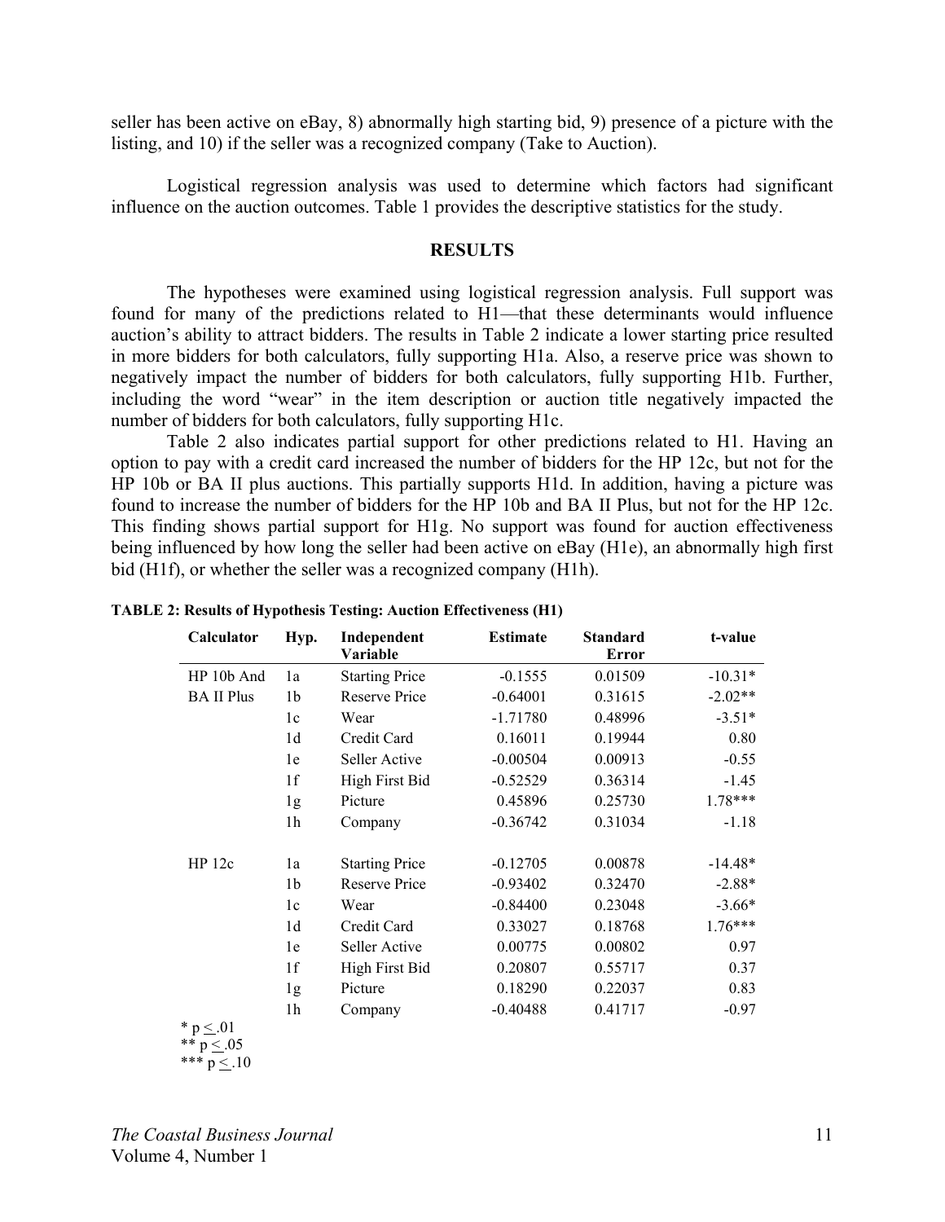seller has been active on eBay, 8) abnormally high starting bid, 9) presence of a picture with the listing, and 10) if the seller was a recognized company (Take to Auction).

Logistical regression analysis was used to determine which factors had significant influence on the auction outcomes. Table 1 provides the descriptive statistics for the study.

## RESULTS

The hypotheses were examined using logistical regression analysis. Full support was found for many of the predictions related to H1—that these determinants would influence auction's ability to attract bidders. The results in Table 2 indicate a lower starting price resulted in more bidders for both calculators, fully supporting H1a. Also, a reserve price was shown to negatively impact the number of bidders for both calculators, fully supporting H1b. Further, including the word "wear" in the item description or auction title negatively impacted the number of bidders for both calculators, fully supporting H1c.

Table 2 also indicates partial support for other predictions related to H1. Having an option to pay with a credit card increased the number of bidders for the HP 12c, but not for the HP 10b or BA II plus auctions. This partially supports H1d. In addition, having a picture was found to increase the number of bidders for the HP 10b and BA II Plus, but not for the HP 12c. This finding shows partial support for H1g. No support was found for auction effectiveness being influenced by how long the seller had been active on eBay (H1e), an abnormally high first bid (H1f), or whether the seller was a recognized company (H1h).

**TABLE 2: Results of Hypothesis Testing: Auction Effectiveness (H1)**

| Calculator | Hyp. | Independent Variable | Estimate | Standard Error | t-value |
|---|---|---|---|---|---|
| HP 10b And BA II Plus | 1a | Starting Price | -0.1555 | 0.01509 | -10.31* |
| | 1b | Reserve Price | -0.64001 | 0.31615 | -2.02** |
| | 1c | Wear | -1.71780 | 0.48996 | -3.51* |
| | 1d | Credit Card | 0.16011 | 0.19944 | 0.80 |
| | 1e | Seller Active | -0.00504 | 0.00913 | -0.55 |
| | 1f | High First Bid | -0.52529 | 0.36314 | -1.45 |
| | 1g | Picture | 0.45896 | 0.25730 | 1.78*** |
| | 1h | Company | -0.36742 | 0.31034 | -1.18 |
| HP 12c | 1a | Starting Price | -0.12705 | 0.00878 | -14.48* |
| | 1b | Reserve Price | -0.93402 | 0.32470 | -2.88* |
| | 1c | Wear | -0.84400 | 0.23048 | -3.66* |
| | 1d | Credit Card | 0.33027 | 0.18768 | 1.76*** |
| | 1e | Seller Active | 0.00775 | 0.00802 | 0.97 |
| | 1f | High First Bid | 0.20807 | 0.55717 | 0.37 |
| | 1g | Picture | 0.18290 | 0.22037 | 0.83 |
| | 1h | Company | -0.40488 | 0.41717 | -0.97 |

* $p \leq .01$
** $p \leq .05$
*** $p \leq .10$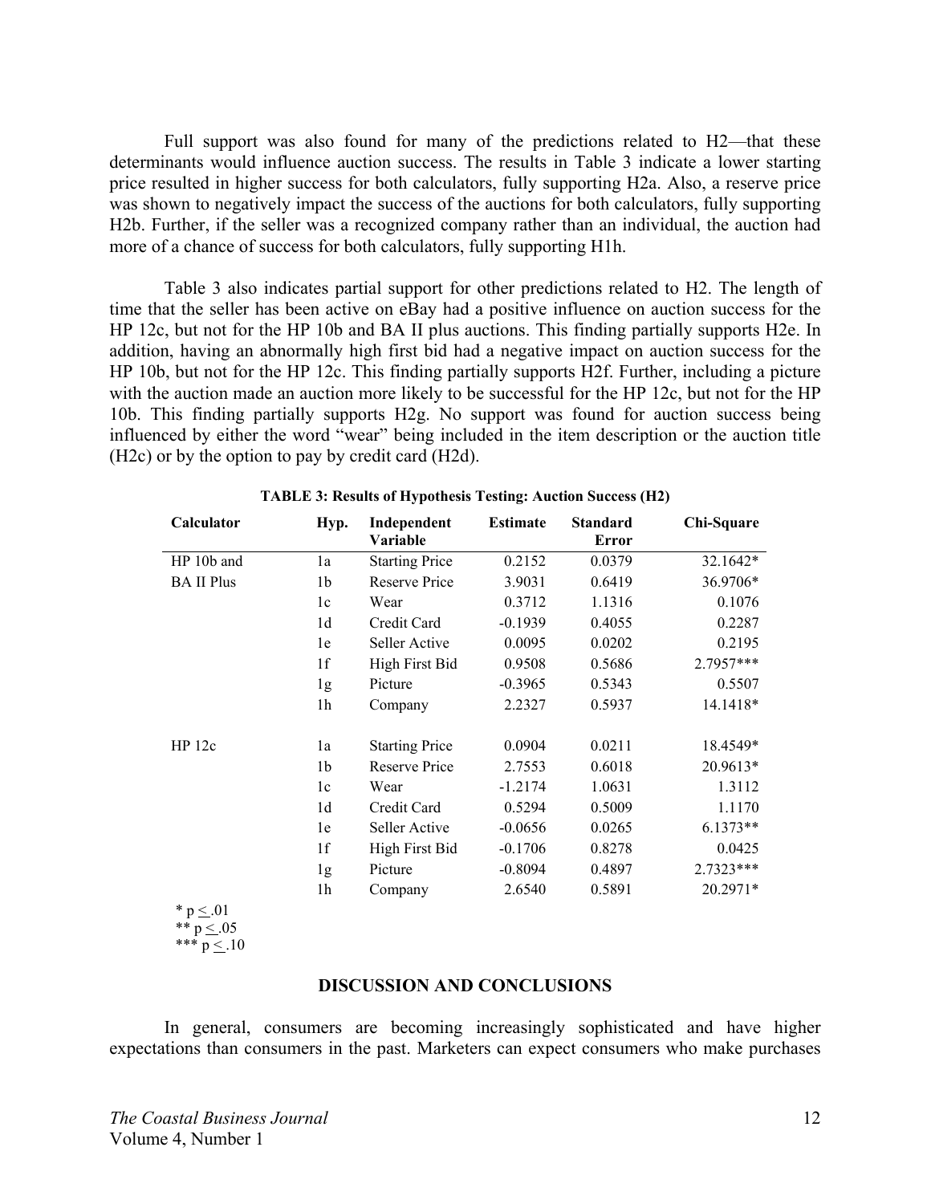Full support was also found for many of the predictions related to H2—that these determinants would influence auction success. The results in Table 3 indicate a lower starting price resulted in higher success for both calculators, fully supporting H2a. Also, a reserve price was shown to negatively impact the success of the auctions for both calculators, fully supporting H2b. Further, if the seller was a recognized company rather than an individual, the auction had more of a chance of success for both calculators, fully supporting H1h.

Table 3 also indicates partial support for other predictions related to H2. The length of time that the seller has been active on eBay had a positive influence on auction success for the HP 12c, but not for the HP 10b and BA II plus auctions. This finding partially supports H2e. In addition, having an abnormally high first bid had a negative impact on auction success for the HP 10b, but not for the HP 12c. This finding partially supports H2f. Further, including a picture with the auction made an auction more likely to be successful for the HP 12c, but not for the HP 10b. This finding partially supports H2g. No support was found for auction success being influenced by either the word "wear" being included in the item description or the auction title (H2c) or by the option to pay by credit card (H2d).

**TABLE 3: Results of Hypothesis Testing: Auction Success (H2)**

| Calculator | Hyp. | Independent Variable | Estimate | Standard Error | Chi-Square |
|---|---|---|---|---|---|
| HP 10b and | 1a | Starting Price | 0.2152 | 0.0379 | 32.1642* |
| BA II Plus | 1b | Reserve Price | 3.9031 | 0.6419 | 36.9706* |
| | 1c | Wear | 0.3712 | 1.1316 | 0.1076 |
| | 1d | Credit Card | -0.1939 | 0.4055 | 0.2287 |
| | 1e | Seller Active | 0.0095 | 0.0202 | 0.2195 |
| | 1f | High First Bid | 0.9508 | 0.5686 | 2.7957*** |
| | 1g | Picture | -0.3965 | 0.5343 | 0.5507 |
| | 1h | Company | 2.2327 | 0.5937 | 14.1418* |
| HP 12c | 1a | Starting Price | 0.0904 | 0.0211 | 18.4549* |
| | 1b | Reserve Price | 2.7553 | 0.6018 | 20.9613* |
| | 1c | Wear | -1.2174 | 1.0631 | 1.3112 |
| | 1d | Credit Card | 0.5294 | 0.5009 | 1.1170 |
| | 1e | Seller Active | -0.0656 | 0.0265 | 6.1373** |
| | 1f | High First Bid | -0.1706 | 0.8278 | 0.0425 |
| | 1g | Picture | -0.8094 | 0.4897 | 2.7323*** |
| | 1h | Company | 2.6540 | 0.5891 | 20.2971* |

\* $p \leq .01$
\*\* $p \leq .05$
\*\*\* $p \leq .10$

## DISCUSSION AND CONCLUSIONS

In general, consumers are becoming increasingly sophisticated and have higher expectations than consumers in the past. Marketers can expect consumers who make purchases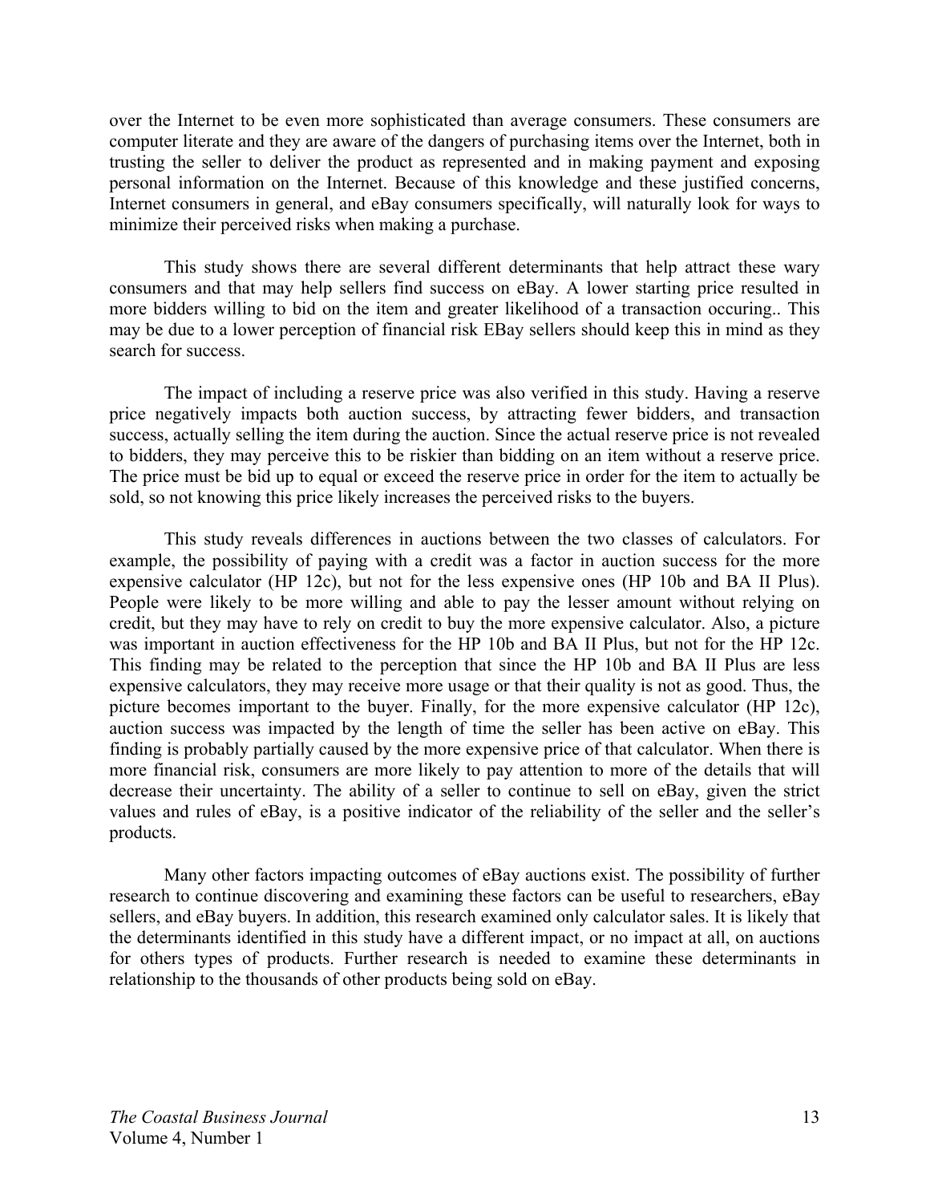over the Internet to be even more sophisticated than average consumers. These consumers are computer literate and they are aware of the dangers of purchasing items over the Internet, both in trusting the seller to deliver the product as represented and in making payment and exposing personal information on the Internet. Because of this knowledge and these justified concerns, Internet consumers in general, and eBay consumers specifically, will naturally look for ways to minimize their perceived risks when making a purchase.

This study shows there are several different determinants that help attract these wary consumers and that may help sellers find success on eBay. A lower starting price resulted in more bidders willing to bid on the item and greater likelihood of a transaction occuring.. This may be due to a lower perception of financial risk EBay sellers should keep this in mind as they search for success.

The impact of including a reserve price was also verified in this study. Having a reserve price negatively impacts both auction success, by attracting fewer bidders, and transaction success, actually selling the item during the auction. Since the actual reserve price is not revealed to bidders, they may perceive this to be riskier than bidding on an item without a reserve price. The price must be bid up to equal or exceed the reserve price in order for the item to actually be sold, so not knowing this price likely increases the perceived risks to the buyers.

This study reveals differences in auctions between the two classes of calculators. For example, the possibility of paying with a credit was a factor in auction success for the more expensive calculator (HP 12c), but not for the less expensive ones (HP 10b and BA II Plus). People were likely to be more willing and able to pay the lesser amount without relying on credit, but they may have to rely on credit to buy the more expensive calculator. Also, a picture was important in auction effectiveness for the HP 10b and BA II Plus, but not for the HP 12c. This finding may be related to the perception that since the HP 10b and BA II Plus are less expensive calculators, they may receive more usage or that their quality is not as good. Thus, the picture becomes important to the buyer. Finally, for the more expensive calculator (HP 12c), auction success was impacted by the length of time the seller has been active on eBay. This finding is probably partially caused by the more expensive price of that calculator. When there is more financial risk, consumers are more likely to pay attention to more of the details that will decrease their uncertainty. The ability of a seller to continue to sell on eBay, given the strict values and rules of eBay, is a positive indicator of the reliability of the seller and the seller's products.

Many other factors impacting outcomes of eBay auctions exist. The possibility of further research to continue discovering and examining these factors can be useful to researchers, eBay sellers, and eBay buyers. In addition, this research examined only calculator sales. It is likely that the determinants identified in this study have a different impact, or no impact at all, on auctions for others types of products. Further research is needed to examine these determinants in relationship to the thousands of other products being sold on eBay.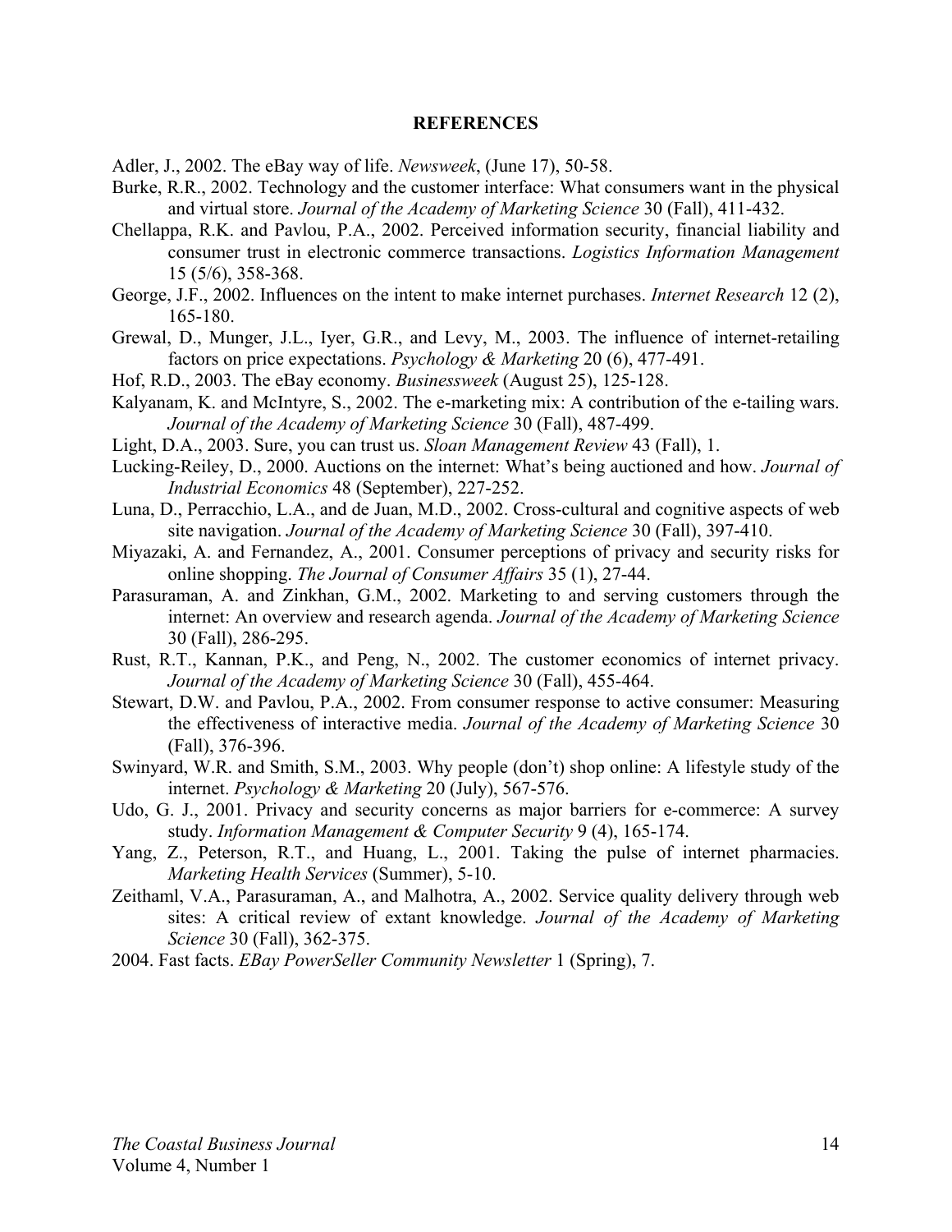## REFERENCES

Adler, J., 2002. The eBay way of life. *Newsweek*, (June 17), 50-58.

Burke, R.R., 2002. Technology and the customer interface: What consumers want in the physical and virtual store. *Journal of the Academy of Marketing Science* 30 (Fall), 411-432.

Chellappa, R.K. and Pavlou, P.A., 2002. Perceived information security, financial liability and consumer trust in electronic commerce transactions. *Logistics Information Management* 15 (5/6), 358-368.

George, J.F., 2002. Influences on the intent to make internet purchases. *Internet Research* 12 (2), 165-180.

Grewal, D., Munger, J.L., Iyer, G.R., and Levy, M., 2003. The influence of internet-retailing factors on price expectations. *Psychology & Marketing* 20 (6), 477-491.

Hof, R.D., 2003. The eBay economy. *Businessweek* (August 25), 125-128.

Kalyanam, K. and McIntyre, S., 2002. The e-marketing mix: A contribution of the e-tailing wars. *Journal of the Academy of Marketing Science* 30 (Fall), 487-499.

Light, D.A., 2003. Sure, you can trust us. *Sloan Management Review* 43 (Fall), 1.

Lucking-Reiley, D., 2000. Auctions on the internet: What's being auctioned and how. *Journal of Industrial Economics* 48 (September), 227-252.

Luna, D., Perracchio, L.A., and de Juan, M.D., 2002. Cross-cultural and cognitive aspects of web site navigation. *Journal of the Academy of Marketing Science* 30 (Fall), 397-410.

Miyazaki, A. and Fernandez, A., 2001. Consumer perceptions of privacy and security risks for online shopping. *The Journal of Consumer Affairs* 35 (1), 27-44.

Parasuraman, A. and Zinkhan, G.M., 2002. Marketing to and serving customers through the internet: An overview and research agenda. *Journal of the Academy of Marketing Science* 30 (Fall), 286-295.

Rust, R.T., Kannan, P.K., and Peng, N., 2002. The customer economics of internet privacy. *Journal of the Academy of Marketing Science* 30 (Fall), 455-464.

Stewart, D.W. and Pavlou, P.A., 2002. From consumer response to active consumer: Measuring the effectiveness of interactive media. *Journal of the Academy of Marketing Science* 30 (Fall), 376-396.

Swinyard, W.R. and Smith, S.M., 2003. Why people (don't) shop online: A lifestyle study of the internet. *Psychology & Marketing* 20 (July), 567-576.

Udo, G. J., 2001. Privacy and security concerns as major barriers for e-commerce: A survey study. *Information Management & Computer Security* 9 (4), 165-174.

Yang, Z., Peterson, R.T., and Huang, L., 2001. Taking the pulse of internet pharmacies. *Marketing Health Services* (Summer), 5-10.

Zeithaml, V.A., Parasuraman, A., and Malhotra, A., 2002. Service quality delivery through web sites: A critical review of extant knowledge. *Journal of the Academy of Marketing Science* 30 (Fall), 362-375.

2004. Fast facts. *EBay PowerSeller Community Newsletter* 1 (Spring), 7.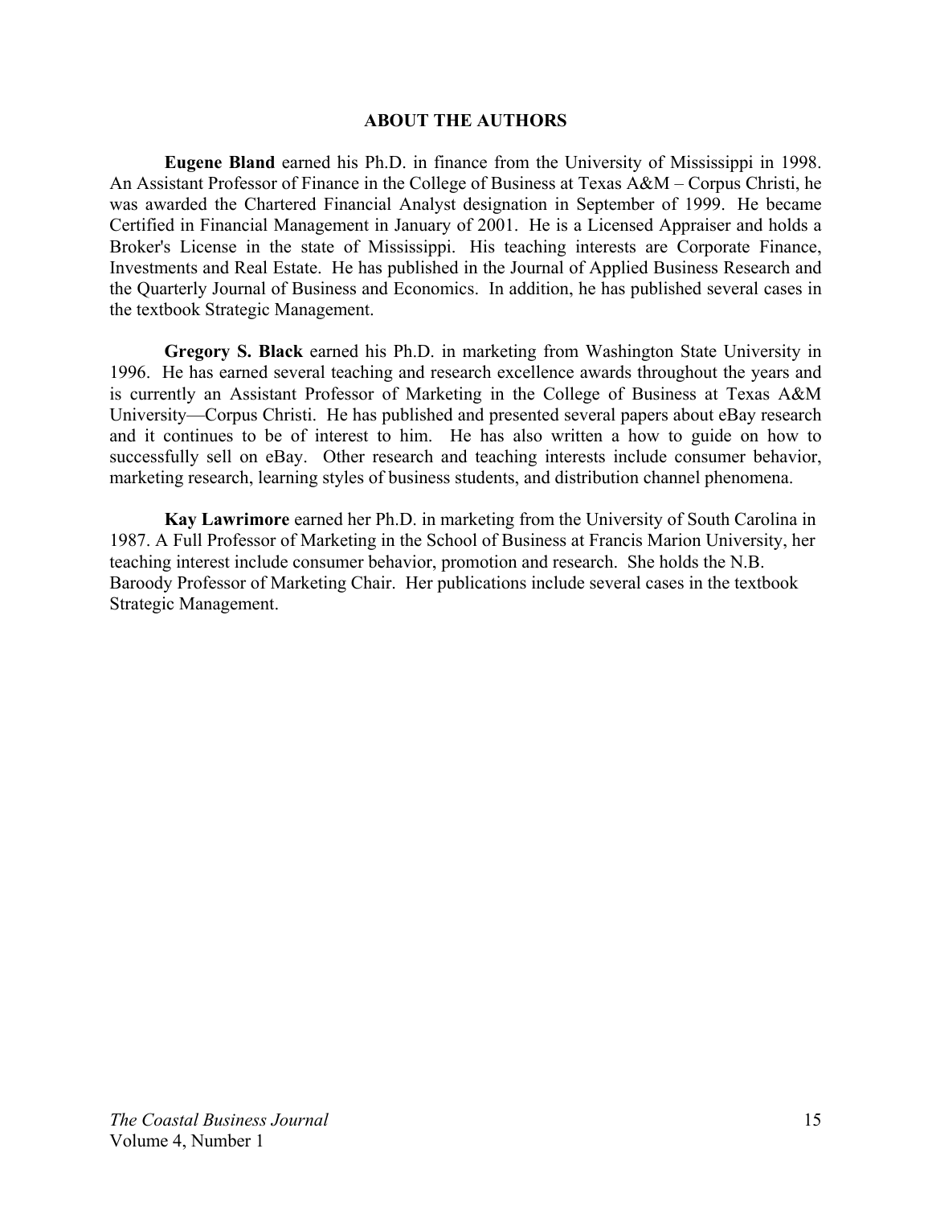## ABOUT THE AUTHORS

**Eugene Bland** earned his Ph.D. in finance from the University of Mississippi in 1998. An Assistant Professor of Finance in the College of Business at Texas A&M – Corpus Christi, he was awarded the Chartered Financial Analyst designation in September of 1999. He became Certified in Financial Management in January of 2001. He is a Licensed Appraiser and holds a Broker's License in the state of Mississippi. His teaching interests are Corporate Finance, Investments and Real Estate. He has published in the Journal of Applied Business Research and the Quarterly Journal of Business and Economics. In addition, he has published several cases in the textbook Strategic Management.

**Gregory S. Black** earned his Ph.D. in marketing from Washington State University in 1996. He has earned several teaching and research excellence awards throughout the years and is currently an Assistant Professor of Marketing in the College of Business at Texas A&M University—Corpus Christi. He has published and presented several papers about eBay research and it continues to be of interest to him. He has also written a how to guide on how to successfully sell on eBay. Other research and teaching interests include consumer behavior, marketing research, learning styles of business students, and distribution channel phenomena.

**Kay Lawrimore** earned her Ph.D. in marketing from the University of South Carolina in 1987. A Full Professor of Marketing in the School of Business at Francis Marion University, her teaching interest include consumer behavior, promotion and research. She holds the N.B. Baroody Professor of Marketing Chair. Her publications include several cases in the textbook Strategic Management.